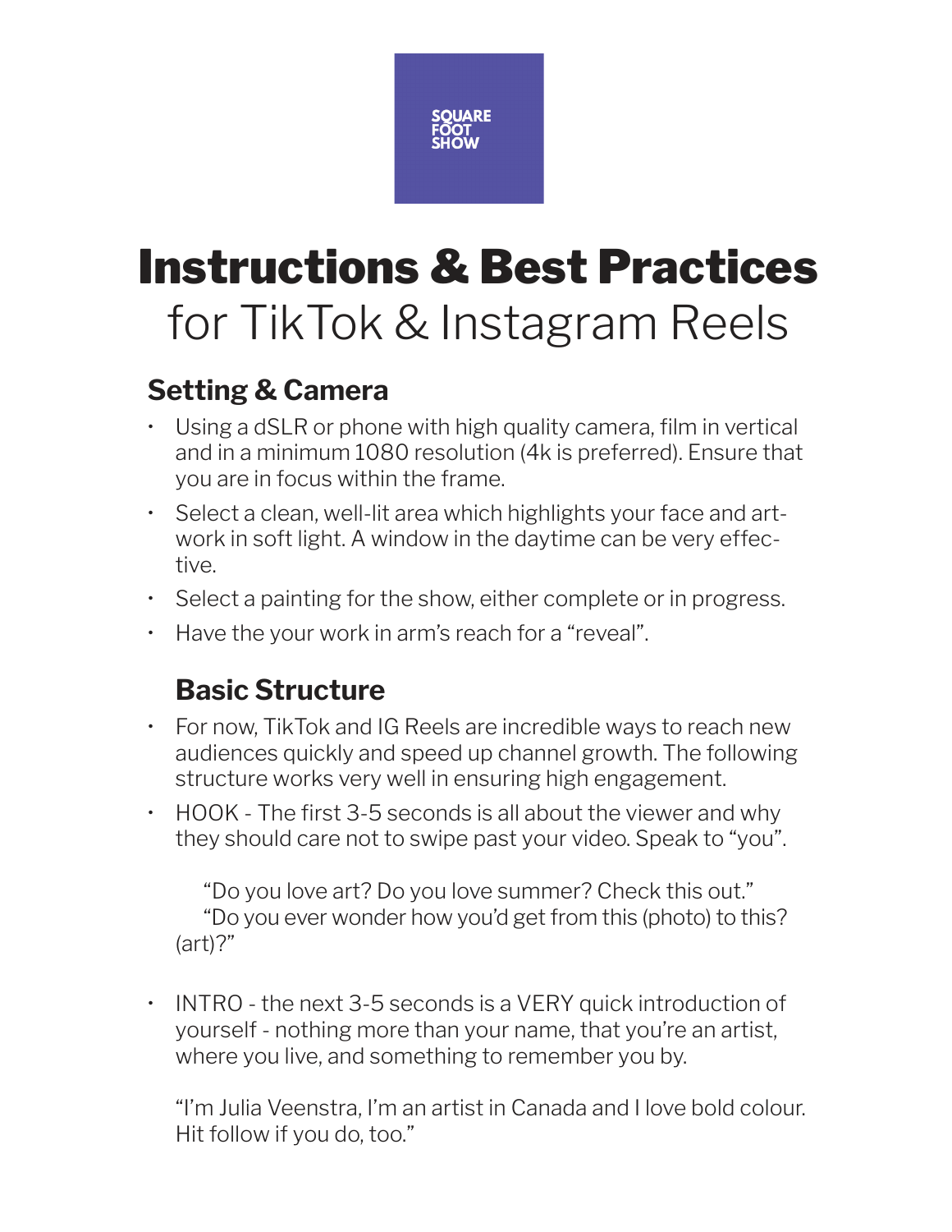SQUARE FOOT SHOW

# Instructions & Best Practices
for TikTok & Instagram Reels

## Setting & Camera

- Using a dSLR or phone with high quality camera, film in vertical and in a minimum 1080 resolution (4k is preferred). Ensure that you are in focus within the frame.
- Select a clean, well-lit area which highlights your face and artwork in soft light. A window in the daytime can be very effective.
- Select a painting for the show, either complete or in progress.
- Have the your work in arm's reach for a "reveal".

## Basic Structure

- For now, TikTok and IG Reels are incredible ways to reach new audiences quickly and speed up channel growth. The following structure works very well in ensuring high engagement.
- HOOK - The first 3-5 seconds is all about the viewer and why they should care not to swipe past your video. Speak to "you".

  "Do you love art? Do you love summer? Check this out."
  "Do you ever wonder how you'd get from this (photo) to this? (art)?"

- INTRO - the next 3-5 seconds is a VERY quick introduction of yourself - nothing more than your name, that you're an artist, where you live, and something to remember you by.

  "I'm Julia Veenstra, I'm an artist in Canada and I love bold colour. Hit follow if you do, too."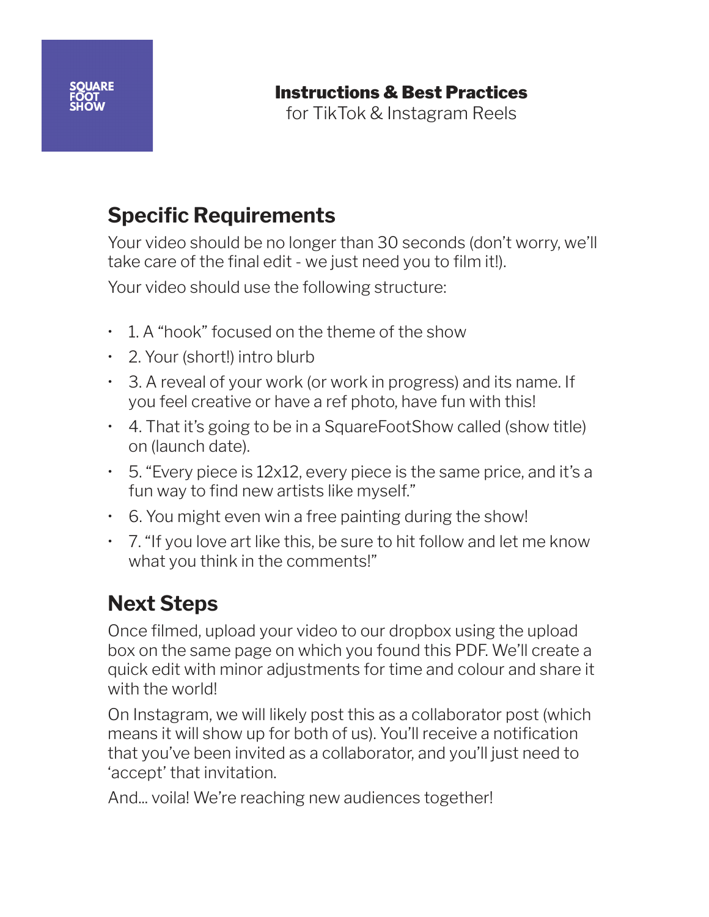SQUARE FOOT SHOW

**Instructions & Best Practices**
for TikTok & Instagram Reels

## Specific Requirements

Your video should be no longer than 30 seconds (don't worry, we'll take care of the final edit - we just need you to film it!).

Your video should use the following structure:

- 1. A "hook" focused on the theme of the show
- 2. Your (short!) intro blurb
- 3. A reveal of your work (or work in progress) and its name. If you feel creative or have a ref photo, have fun with this!
- 4. That it's going to be in a SquareFootShow called (show title) on (launch date).
- 5. "Every piece is 12x12, every piece is the same price, and it's a fun way to find new artists like myself."
- 6. You might even win a free painting during the show!
- 7. "If you love art like this, be sure to hit follow and let me know what you think in the comments!"

## Next Steps

Once filmed, upload your video to our dropbox using the upload box on the same page on which you found this PDF. We'll create a quick edit with minor adjustments for time and colour and share it with the world!

On Instagram, we will likely post this as a collaborator post (which means it will show up for both of us). You'll receive a notification that you've been invited as a collaborator, and you'll just need to 'accept' that invitation.

And... voila! We're reaching new audiences together!